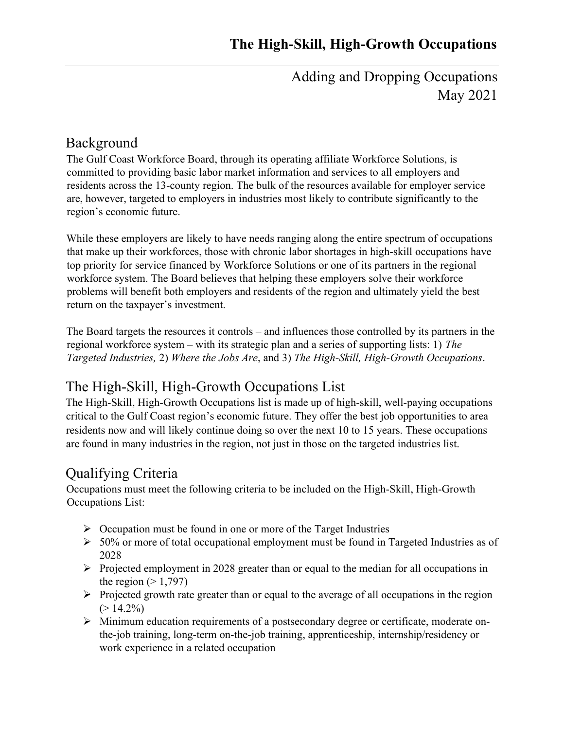# The High-Skill, High-Growth Occupations

Adding and Dropping Occupations
May 2021

## Background

The Gulf Coast Workforce Board, through its operating affiliate Workforce Solutions, is committed to providing basic labor market information and services to all employers and residents across the 13-county region. The bulk of the resources available for employer service are, however, targeted to employers in industries most likely to contribute significantly to the region's economic future.

While these employers are likely to have needs ranging along the entire spectrum of occupations that make up their workforces, those with chronic labor shortages in high-skill occupations have top priority for service financed by Workforce Solutions or one of its partners in the regional workforce system. The Board believes that helping these employers solve their workforce problems will benefit both employers and residents of the region and ultimately yield the best return on the taxpayer's investment.

The Board targets the resources it controls – and influences those controlled by its partners in the regional workforce system – with its strategic plan and a series of supporting lists: 1) *The Targeted Industries,* 2) *Where the Jobs Are*, and 3) *The High-Skill, High-Growth Occupations*.

## The High-Skill, High-Growth Occupations List

The High-Skill, High-Growth Occupations list is made up of high-skill, well-paying occupations critical to the Gulf Coast region's economic future. They offer the best job opportunities to area residents now and will likely continue doing so over the next 10 to 15 years. These occupations are found in many industries in the region, not just in those on the targeted industries list.

## Qualifying Criteria

Occupations must meet the following criteria to be included on the High-Skill, High-Growth Occupations List:

- Occupation must be found in one or more of the Target Industries
- 50% or more of total occupational employment must be found in Targeted Industries as of 2028
- Projected employment in 2028 greater than or equal to the median for all occupations in the region (> 1,797)
- Projected growth rate greater than or equal to the average of all occupations in the region (> 14.2%)
- Minimum education requirements of a postsecondary degree or certificate, moderate on-the-job training, long-term on-the-job training, apprenticeship, internship/residency or work experience in a related occupation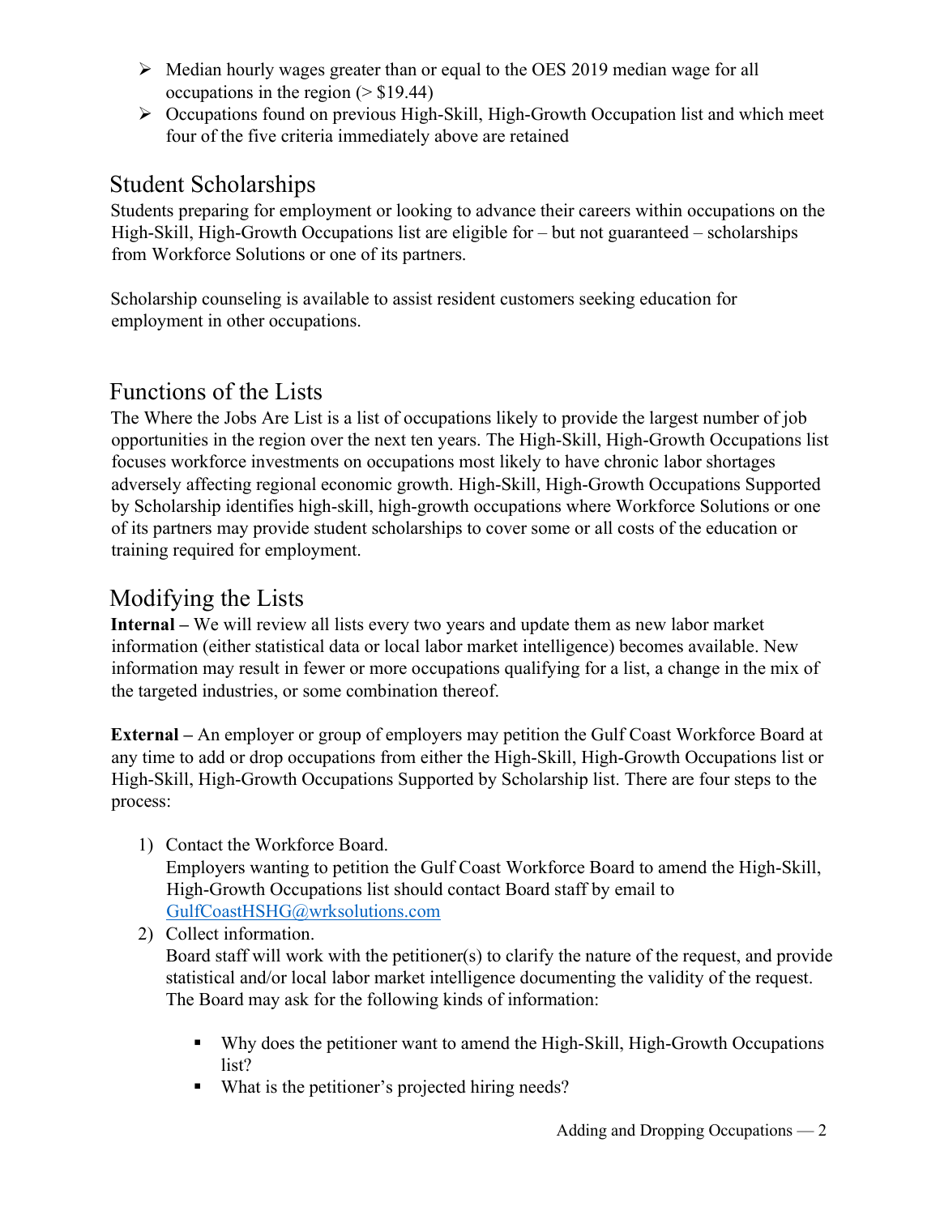- Median hourly wages greater than or equal to the OES 2019 median wage for all occupations in the region (> $19.44)
- Occupations found on previous High-Skill, High-Growth Occupation list and which meet four of the five criteria immediately above are retained

## Student Scholarships

Students preparing for employment or looking to advance their careers within occupations on the High-Skill, High-Growth Occupations list are eligible for – but not guaranteed – scholarships from Workforce Solutions or one of its partners.

Scholarship counseling is available to assist resident customers seeking education for employment in other occupations.

## Functions of the Lists

The Where the Jobs Are List is a list of occupations likely to provide the largest number of job opportunities in the region over the next ten years. The High-Skill, High-Growth Occupations list focuses workforce investments on occupations most likely to have chronic labor shortages adversely affecting regional economic growth. High-Skill, High-Growth Occupations Supported by Scholarship identifies high-skill, high-growth occupations where Workforce Solutions or one of its partners may provide student scholarships to cover some or all costs of the education or training required for employment.

## Modifying the Lists

**Internal –** We will review all lists every two years and update them as new labor market information (either statistical data or local labor market intelligence) becomes available. New information may result in fewer or more occupations qualifying for a list, a change in the mix of the targeted industries, or some combination thereof.

**External –** An employer or group of employers may petition the Gulf Coast Workforce Board at any time to add or drop occupations from either the High-Skill, High-Growth Occupations list or High-Skill, High-Growth Occupations Supported by Scholarship list. There are four steps to the process:

1) Contact the Workforce Board.
   Employers wanting to petition the Gulf Coast Workforce Board to amend the High-Skill, High-Growth Occupations list should contact Board staff by email to [GulfCoastHSHG@wrksolutions.com](mailto:GulfCoastHSHG@wrksolutions.com)
2) Collect information.
   Board staff will work with the petitioner(s) to clarify the nature of the request, and provide statistical and/or local labor market intelligence documenting the validity of the request. The Board may ask for the following kinds of information:

   - Why does the petitioner want to amend the High-Skill, High-Growth Occupations list?
   - What is the petitioner's projected hiring needs?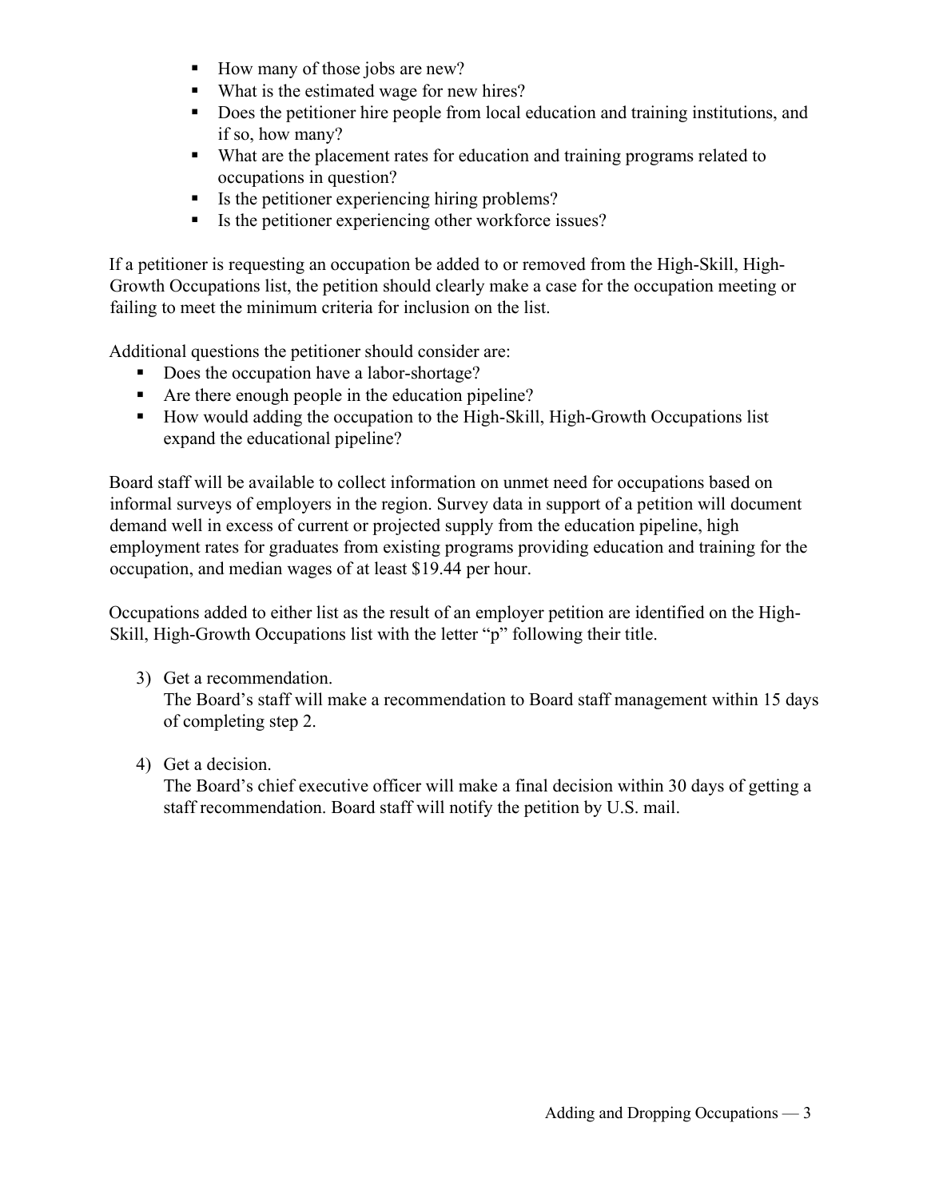- How many of those jobs are new?
- What is the estimated wage for new hires?
- Does the petitioner hire people from local education and training institutions, and if so, how many?
- What are the placement rates for education and training programs related to occupations in question?
- Is the petitioner experiencing hiring problems?
- Is the petitioner experiencing other workforce issues?

If a petitioner is requesting an occupation be added to or removed from the High-Skill, High-Growth Occupations list, the petition should clearly make a case for the occupation meeting or failing to meet the minimum criteria for inclusion on the list.

Additional questions the petitioner should consider are:

- Does the occupation have a labor-shortage?
- Are there enough people in the education pipeline?
- How would adding the occupation to the High-Skill, High-Growth Occupations list expand the educational pipeline?

Board staff will be available to collect information on unmet need for occupations based on informal surveys of employers in the region. Survey data in support of a petition will document demand well in excess of current or projected supply from the education pipeline, high employment rates for graduates from existing programs providing education and training for the occupation, and median wages of at least $19.44 per hour.

Occupations added to either list as the result of an employer petition are identified on the High-Skill, High-Growth Occupations list with the letter "p" following their title.

3) Get a recommendation.
   The Board's staff will make a recommendation to Board staff management within 15 days of completing step 2.

4) Get a decision.
   The Board's chief executive officer will make a final decision within 30 days of getting a staff recommendation. Board staff will notify the petition by U.S. mail.